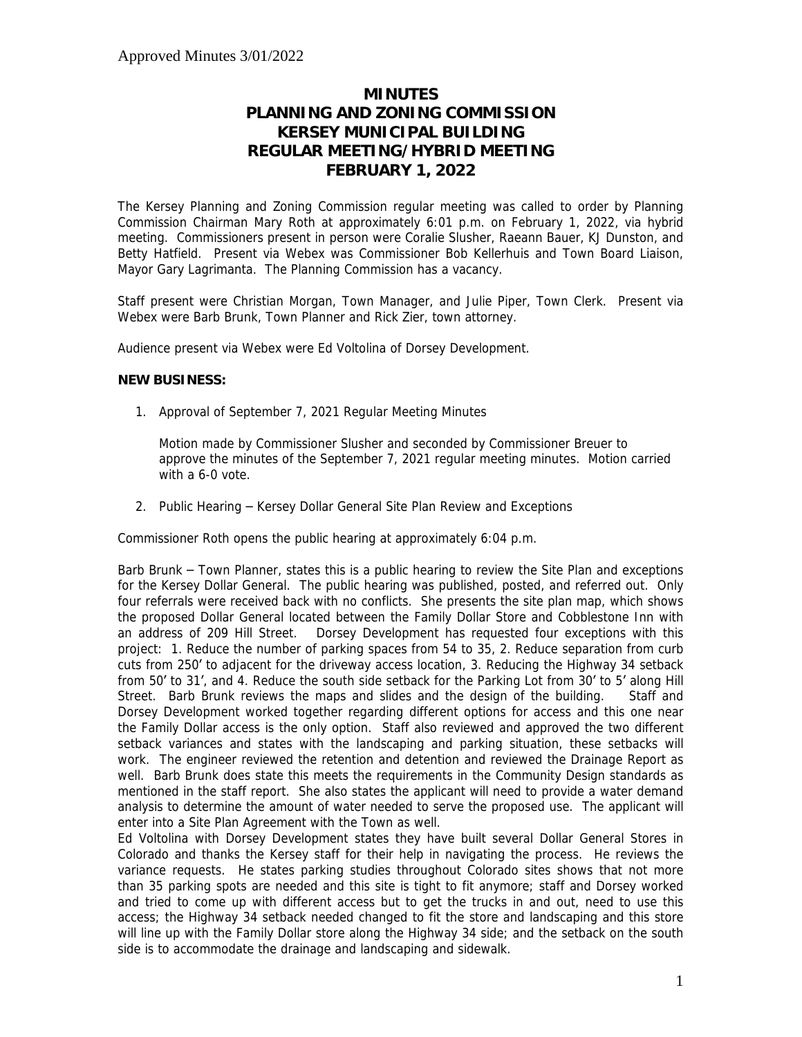Approved Minutes 3/01/2022

# MINUTES
# PLANNING AND ZONING COMMISSION
# KERSEY MUNICIPAL BUILDING
# REGULAR MEETING/HYBRID MEETING
# FEBRUARY 1, 2022

The Kersey Planning and Zoning Commission regular meeting was called to order by Planning Commission Chairman Mary Roth at approximately 6:01 p.m. on February 1, 2022, via hybrid meeting. Commissioners present in person were Coralie Slusher, Raeann Bauer, KJ Dunston, and Betty Hatfield. Present via Webex was Commissioner Bob Kellerhuis and Town Board Liaison, Mayor Gary Lagrimanta. The Planning Commission has a vacancy.

Staff present were Christian Morgan, Town Manager, and Julie Piper, Town Clerk. Present via Webex were Barb Brunk, Town Planner and Rick Zier, town attorney.

Audience present via Webex were Ed Voltolina of Dorsey Development.

**NEW BUSINESS:**

1. Approval of September 7, 2021 Regular Meeting Minutes

   Motion made by Commissioner Slusher and seconded by Commissioner Breuer to approve the minutes of the September 7, 2021 regular meeting minutes. Motion carried with a 6-0 vote.

2. Public Hearing – Kersey Dollar General Site Plan Review and Exceptions

Commissioner Roth opens the public hearing at approximately 6:04 p.m.

Barb Brunk – Town Planner, states this is a public hearing to review the Site Plan and exceptions for the Kersey Dollar General. The public hearing was published, posted, and referred out. Only four referrals were received back with no conflicts. She presents the site plan map, which shows the proposed Dollar General located between the Family Dollar Store and Cobblestone Inn with an address of 209 Hill Street. Dorsey Development has requested four exceptions with this project: 1. Reduce the number of parking spaces from 54 to 35, 2. Reduce separation from curb cuts from 250' to adjacent for the driveway access location, 3. Reducing the Highway 34 setback from 50' to 31', and 4. Reduce the south side setback for the Parking Lot from 30' to 5' along Hill Street. Barb Brunk reviews the maps and slides and the design of the building. Staff and Dorsey Development worked together regarding different options for access and this one near the Family Dollar access is the only option. Staff also reviewed and approved the two different setback variances and states with the landscaping and parking situation, these setbacks will work. The engineer reviewed the retention and detention and reviewed the Drainage Report as well. Barb Brunk does state this meets the requirements in the Community Design standards as mentioned in the staff report. She also states the applicant will need to provide a water demand analysis to determine the amount of water needed to serve the proposed use. The applicant will enter into a Site Plan Agreement with the Town as well.

Ed Voltolina with Dorsey Development states they have built several Dollar General Stores in Colorado and thanks the Kersey staff for their help in navigating the process. He reviews the variance requests. He states parking studies throughout Colorado sites shows that not more than 35 parking spots are needed and this site is tight to fit anymore; staff and Dorsey worked and tried to come up with different access but to get the trucks in and out, need to use this access; the Highway 34 setback needed changed to fit the store and landscaping and this store will line up with the Family Dollar store along the Highway 34 side; and the setback on the south side is to accommodate the drainage and landscaping and sidewalk.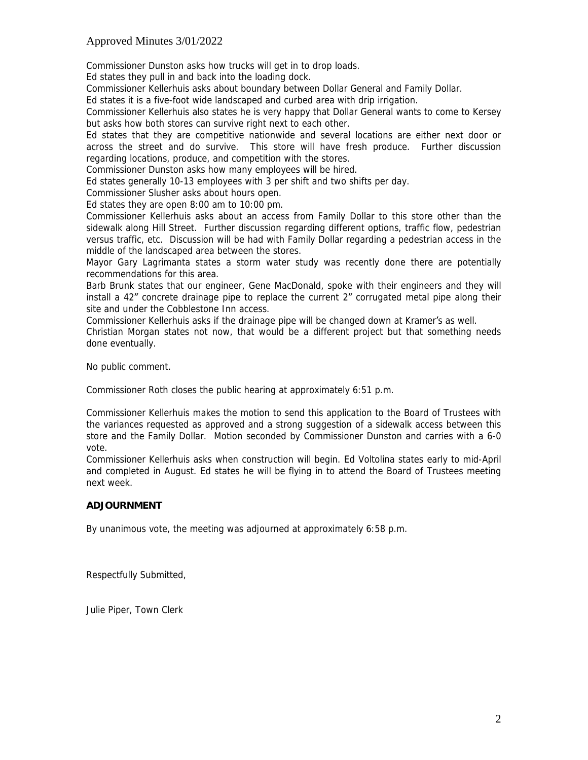Commissioner Dunston asks how trucks will get in to drop loads.
Ed states they pull in and back into the loading dock.
Commissioner Kellerhuis asks about boundary between Dollar General and Family Dollar.
Ed states it is a five-foot wide landscaped and curbed area with drip irrigation.
Commissioner Kellerhuis also states he is very happy that Dollar General wants to come to Kersey but asks how both stores can survive right next to each other.
Ed states that they are competitive nationwide and several locations are either next door or across the street and do survive. This store will have fresh produce. Further discussion regarding locations, produce, and competition with the stores.
Commissioner Dunston asks how many employees will be hired.
Ed states generally 10-13 employees with 3 per shift and two shifts per day.
Commissioner Slusher asks about hours open.
Ed states they are open 8:00 am to 10:00 pm.
Commissioner Kellerhuis asks about an access from Family Dollar to this store other than the sidewalk along Hill Street. Further discussion regarding different options, traffic flow, pedestrian versus traffic, etc. Discussion will be had with Family Dollar regarding a pedestrian access in the middle of the landscaped area between the stores.
Mayor Gary Lagrimanta states a storm water study was recently done there are potentially recommendations for this area.
Barb Brunk states that our engineer, Gene MacDonald, spoke with their engineers and they will install a 42" concrete drainage pipe to replace the current 2" corrugated metal pipe along their site and under the Cobblestone Inn access.
Commissioner Kellerhuis asks if the drainage pipe will be changed down at Kramer's as well.
Christian Morgan states not now, that would be a different project but that something needs done eventually.

No public comment.

Commissioner Roth closes the public hearing at approximately 6:51 p.m.

Commissioner Kellerhuis makes the motion to send this application to the Board of Trustees with the variances requested as approved and a strong suggestion of a sidewalk access between this store and the Family Dollar. Motion seconded by Commissioner Dunston and carries with a 6-0 vote.
Commissioner Kellerhuis asks when construction will begin. Ed Voltolina states early to mid-April and completed in August. Ed states he will be flying in to attend the Board of Trustees meeting next week.

## ADJOURNMENT

By unanimous vote, the meeting was adjourned at approximately 6:58 p.m.

Respectfully Submitted,

Julie Piper, Town Clerk